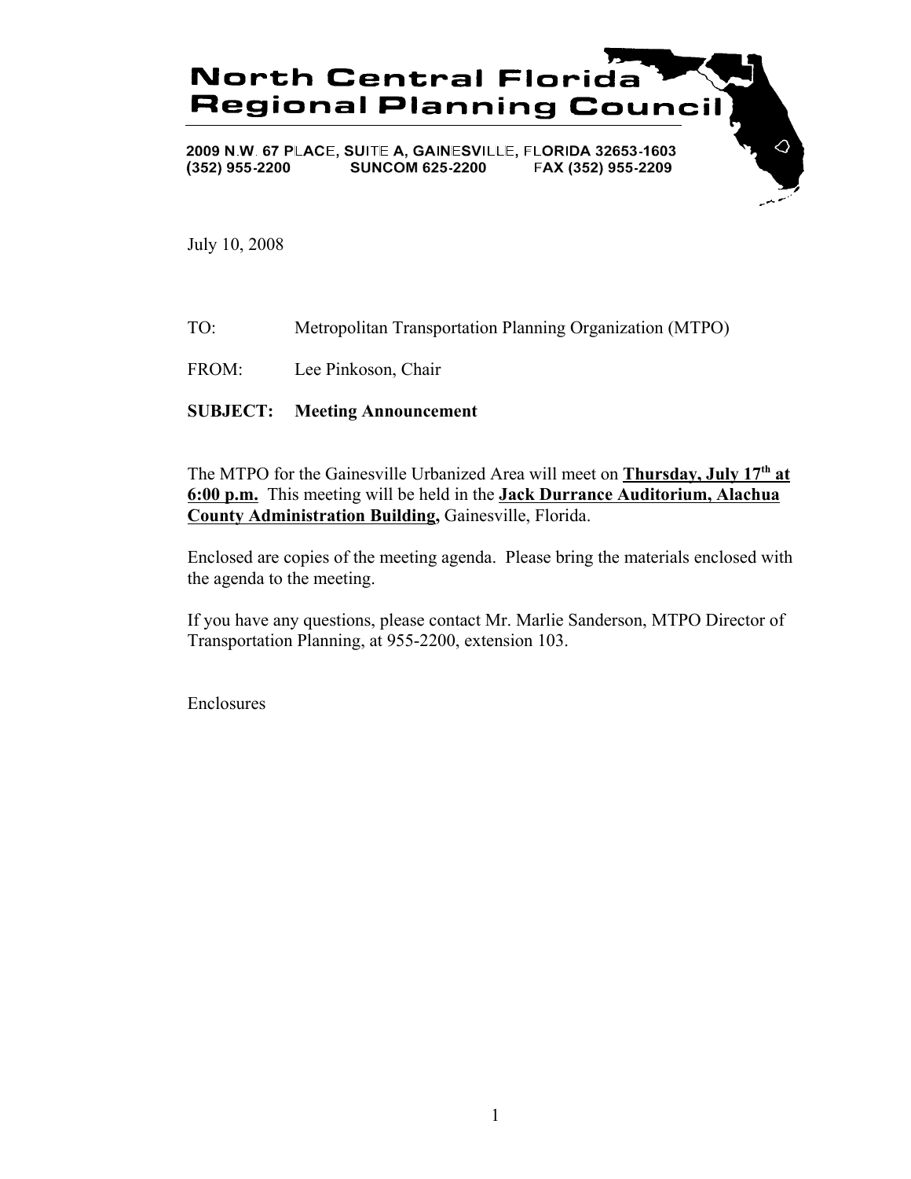# North Central Florida Regional Planning Council

2009 N.W. 67 PLACE, SUITE A, GAINESVILLE, FLORIDA 32653-1603
(352) 955-2200 SUNCOM 625-2200 FAX (352) 955-2209

July 10, 2008

TO: Metropolitan Transportation Planning Organization (MTPO)

FROM: Lee Pinkoson, Chair

**SUBJECT: Meeting Announcement**

The MTPO for the Gainesville Urbanized Area will meet on **Thursday, July 17th at 6:00 p.m.** This meeting will be held in the **Jack Durrance Auditorium, Alachua County Administration Building,** Gainesville, Florida.

Enclosed are copies of the meeting agenda. Please bring the materials enclosed with the agenda to the meeting.

If you have any questions, please contact Mr. Marlie Sanderson, MTPO Director of Transportation Planning, at 955-2200, extension 103.

Enclosures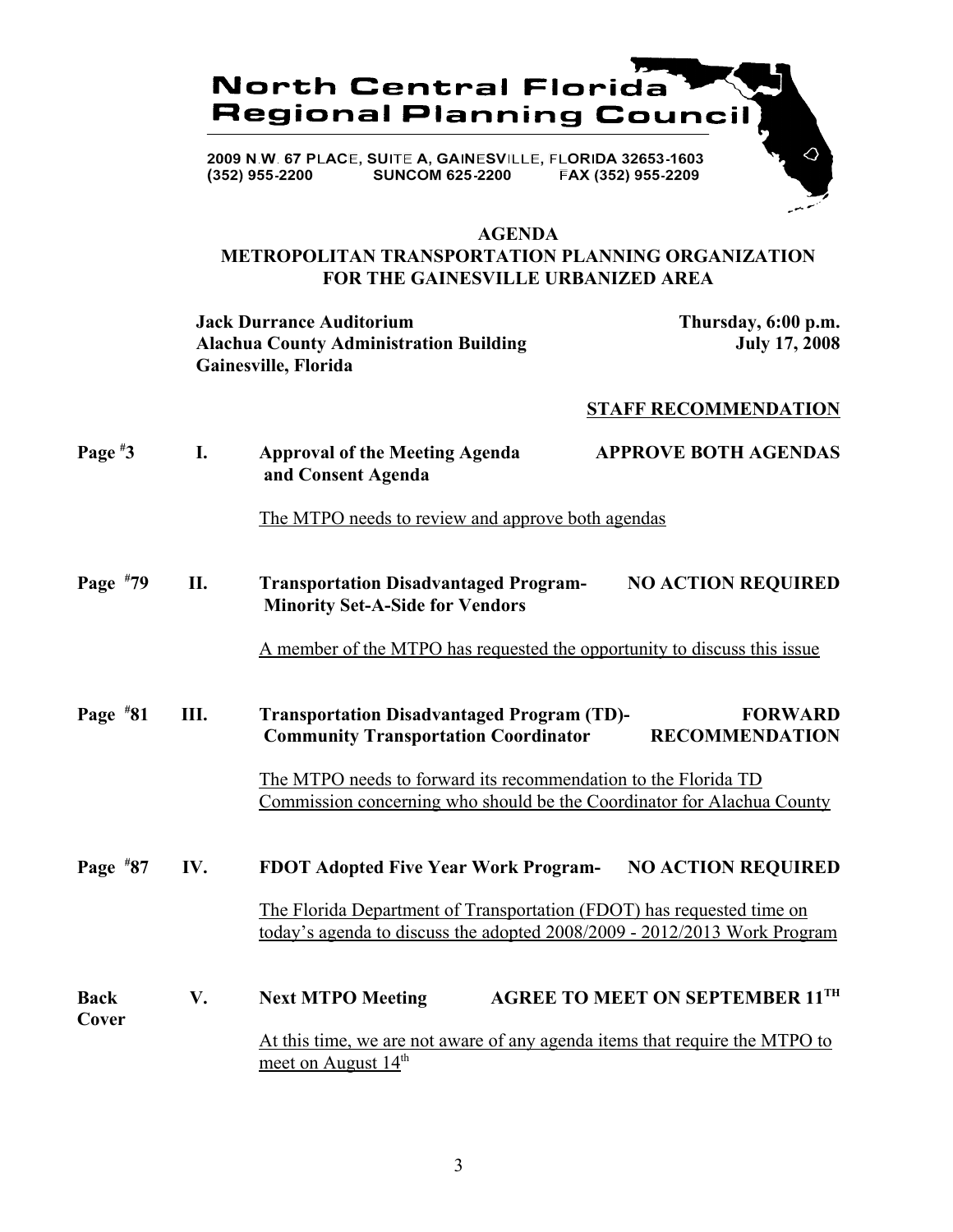# North Central Florida Regional Planning Council

2009 N.W. 67 PLACE, SUITE A, GAINESVILLE, FLORIDA 32653-1603
(352) 955-2200 SUNCOM 625-2200 FAX (352) 955-2209

## AGENDA

## METROPOLITAN TRANSPORTATION PLANNING ORGANIZATION FOR THE GAINESVILLE URBANIZED AREA

**Jack Durrance Auditorium**
**Alachua County Administration Building**
**Gainesville, Florida**

**Thursday, 6:00 p.m.**
**July 17, 2008**

**STAFF RECOMMENDATION**

**Page #3 I. Approval of the Meeting Agenda and Consent Agenda** — **APPROVE BOTH AGENDAS**

The MTPO needs to review and approve both agendas

**Page #79 II. Transportation Disadvantaged Program- Minority Set-A-Side for Vendors** — **NO ACTION REQUIRED**

A member of the MTPO has requested the opportunity to discuss this issue

**Page #81 III. Transportation Disadvantaged Program (TD)- Community Transportation Coordinator** — **FORWARD RECOMMENDATION**

The MTPO needs to forward its recommendation to the Florida TD Commission concerning who should be the Coordinator for Alachua County

**Page #87 IV. FDOT Adopted Five Year Work Program-** — **NO ACTION REQUIRED**

The Florida Department of Transportation (FDOT) has requested time on today's agenda to discuss the adopted 2008/2009 - 2012/2013 Work Program

**Back Cover V. Next MTPO Meeting** — **AGREE TO MEET ON SEPTEMBER 11TH**

At this time, we are not aware of any agenda items that require the MTPO to meet on August 14th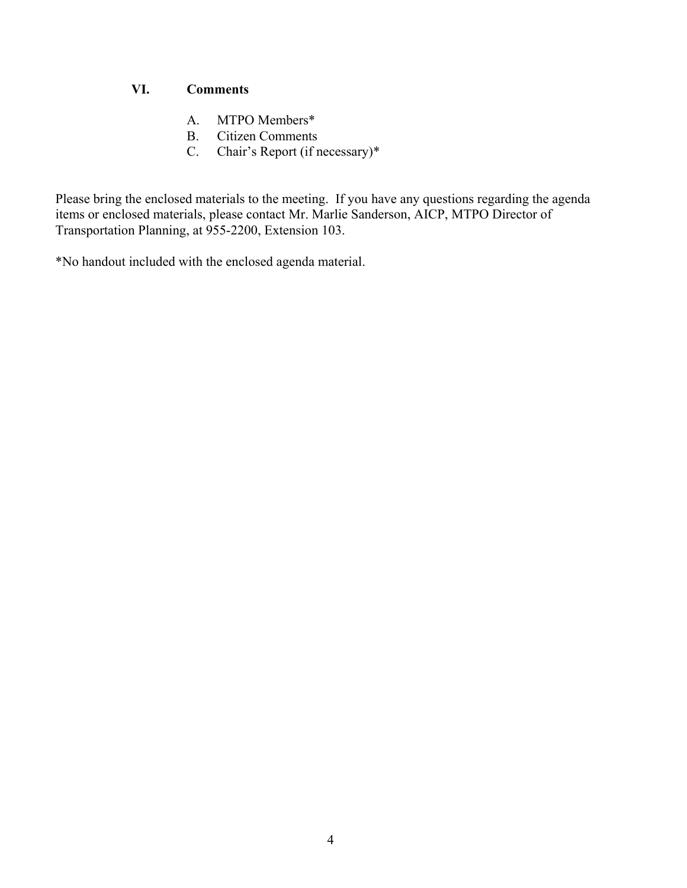## VI. Comments

A. MTPO Members*
B. Citizen Comments
C. Chair's Report (if necessary)*

Please bring the enclosed materials to the meeting. If you have any questions regarding the agenda items or enclosed materials, please contact Mr. Marlie Sanderson, AICP, MTPO Director of Transportation Planning, at 955-2200, Extension 103.

*No handout included with the enclosed agenda material.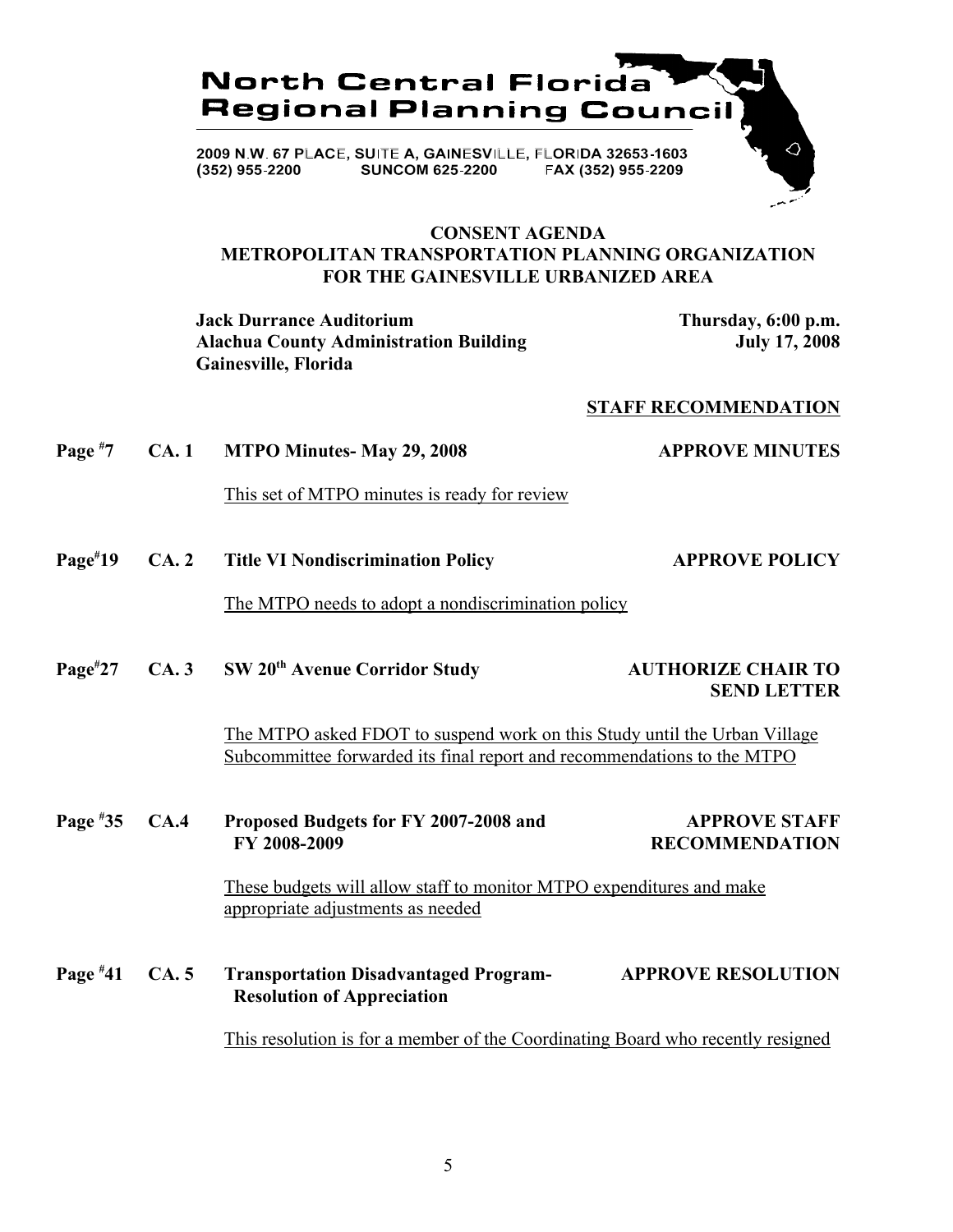# North Central Florida Regional Planning Council

2009 N.W. 67 PLACE, SUITE A, GAINESVILLE, FLORIDA 32653-1603
(352) 955-2200 SUNCOM 625-2200 FAX (352) 955-2209

## CONSENT AGENDA
## METROPOLITAN TRANSPORTATION PLANNING ORGANIZATION FOR THE GAINESVILLE URBANIZED AREA

**Jack Durrance Auditorium**
**Alachua County Administration Building**
**Gainesville, Florida**

**Thursday, 6:00 p.m.**
**July 17, 2008**

**STAFF RECOMMENDATION**

**Page #7 CA. 1 MTPO Minutes- May 29, 2008** — **APPROVE MINUTES**

This set of MTPO minutes is ready for review

**Page#19 CA. 2 Title VI Nondiscrimination Policy** — **APPROVE POLICY**

The MTPO needs to adopt a nondiscrimination policy

**Page#27 CA. 3 SW 20th Avenue Corridor Study** — **AUTHORIZE CHAIR TO SEND LETTER**

The MTPO asked FDOT to suspend work on this Study until the Urban Village Subcommittee forwarded its final report and recommendations to the MTPO

**Page #35 CA.4 Proposed Budgets for FY 2007-2008 and FY 2008-2009** — **APPROVE STAFF RECOMMENDATION**

These budgets will allow staff to monitor MTPO expenditures and make appropriate adjustments as needed

**Page #41 CA. 5 Transportation Disadvantaged Program- Resolution of Appreciation** — **APPROVE RESOLUTION**

This resolution is for a member of the Coordinating Board who recently resigned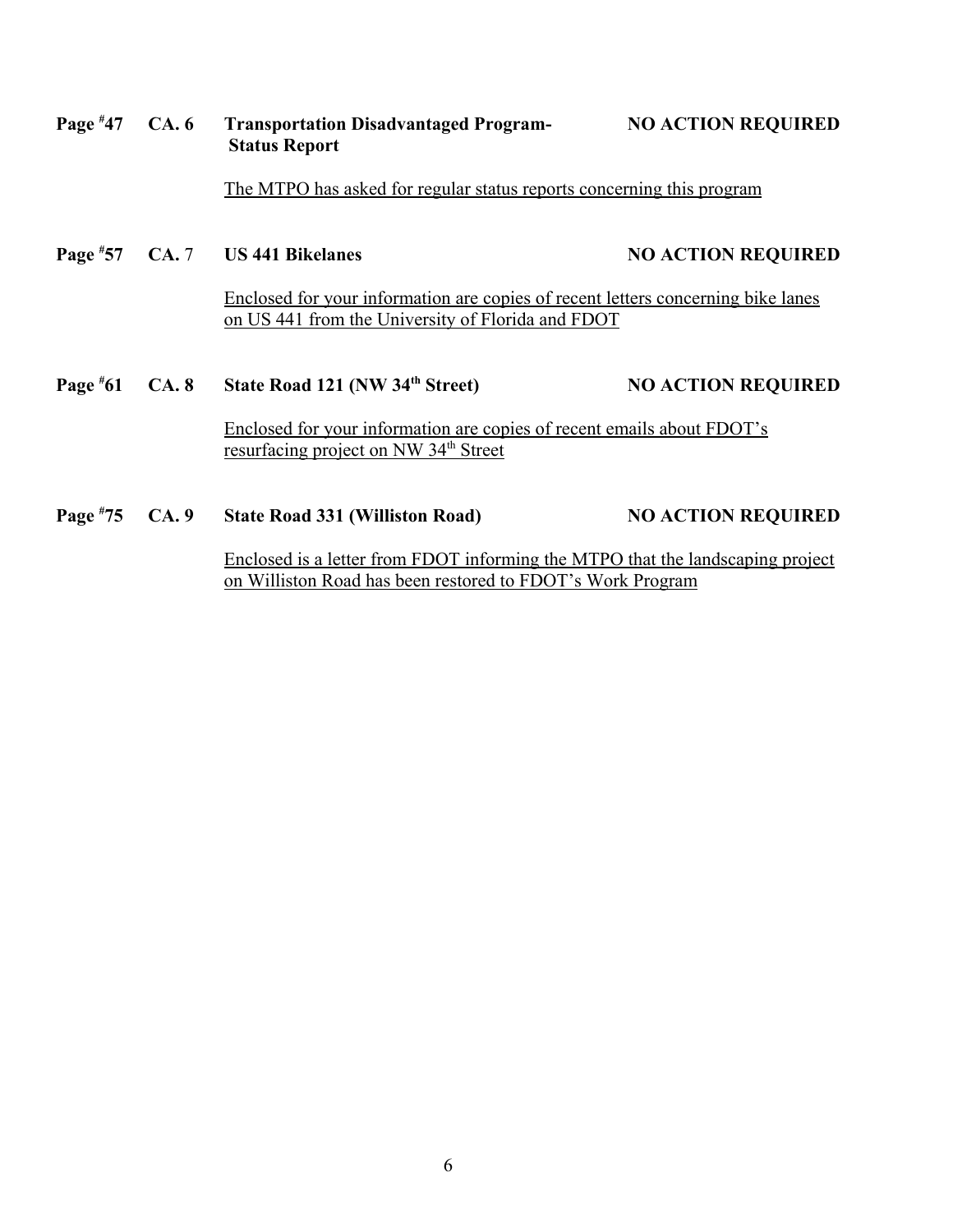**Page [#]47 CA. 6 Transportation Disadvantaged Program- Status Report NO ACTION REQUIRED**

The MTPO has asked for regular status reports concerning this program

**Page [#]57 CA. 7 US 441 Bikelanes NO ACTION REQUIRED**

Enclosed for your information are copies of recent letters concerning bike lanes on US 441 from the University of Florida and FDOT

**Page [#]61 CA. 8 State Road 121 (NW 34th Street) NO ACTION REQUIRED**

Enclosed for your information are copies of recent emails about FDOT's resurfacing project on NW 34th Street

**Page [#]75 CA. 9 State Road 331 (Williston Road) NO ACTION REQUIRED**

Enclosed is a letter from FDOT informing the MTPO that the landscaping project on Williston Road has been restored to FDOT's Work Program